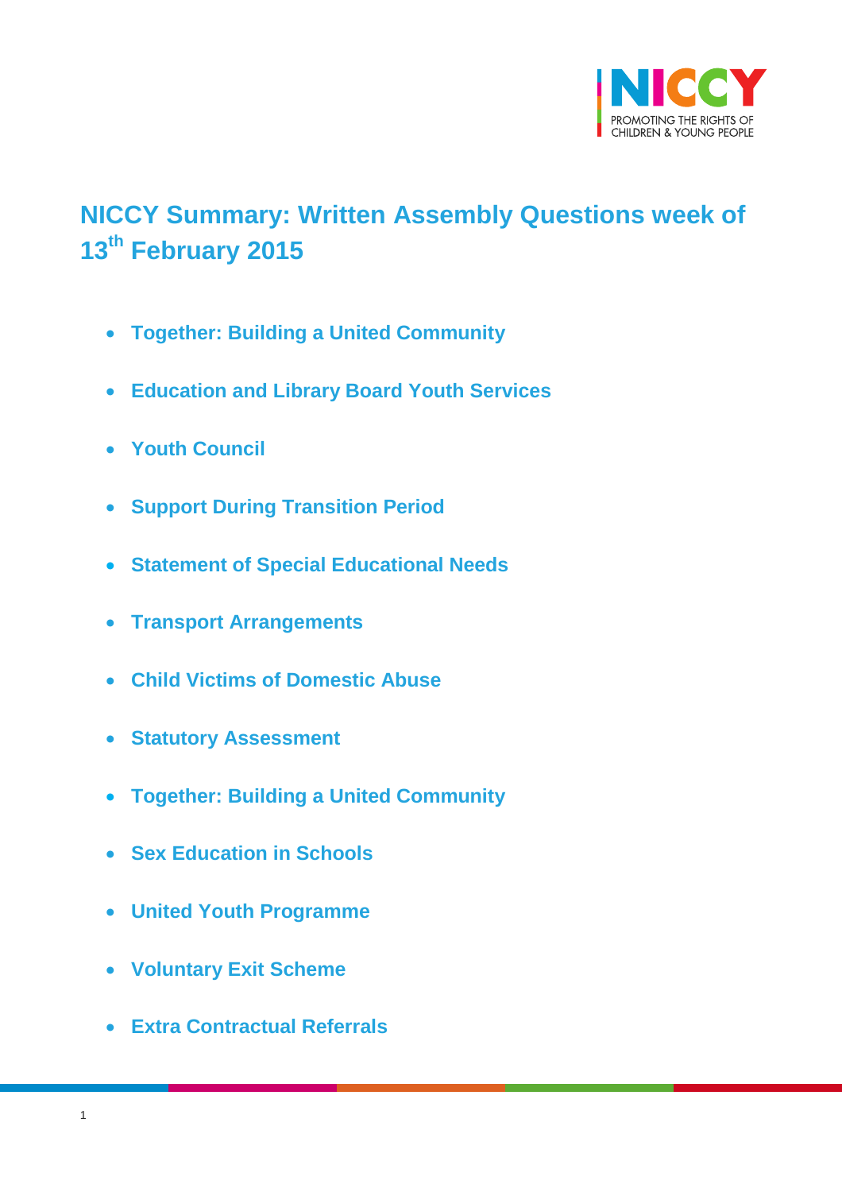# NICCY Summary: Written Assembly Questions week of 13th February 2015

- **Together: Building a United Community**
- **Education and Library Board Youth Services**
- **Youth Council**
- **Support During Transition Period**
- **Statement of Special Educational Needs**
- **Transport Arrangements**
- **Child Victims of Domestic Abuse**
- **Statutory Assessment**
- **Together: Building a United Community**
- **Sex Education in Schools**
- **United Youth Programme**
- **Voluntary Exit Scheme**
- **Extra Contractual Referrals**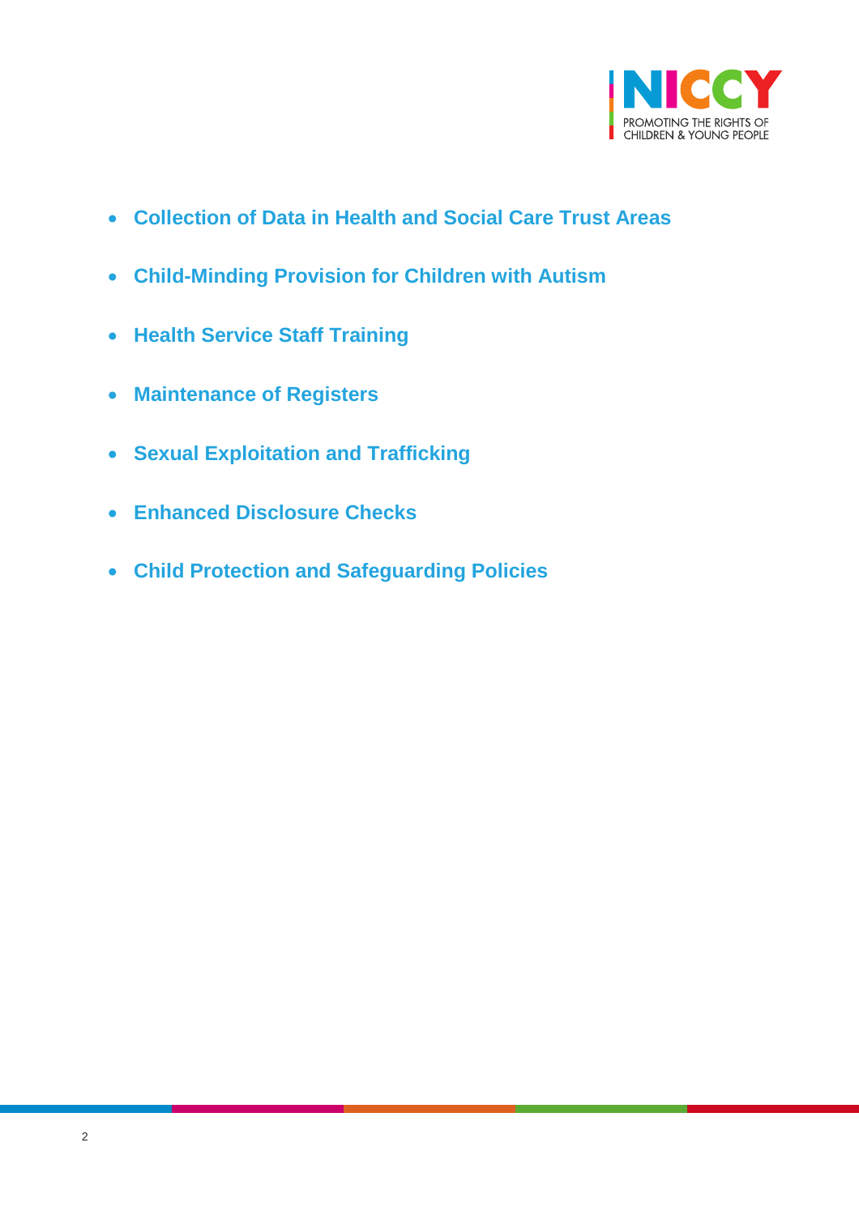- **Collection of Data in Health and Social Care Trust Areas**
- **Child-Minding Provision for Children with Autism**
- **Health Service Staff Training**
- **Maintenance of Registers**
- **Sexual Exploitation and Trafficking**
- **Enhanced Disclosure Checks**
- **Child Protection and Safeguarding Policies**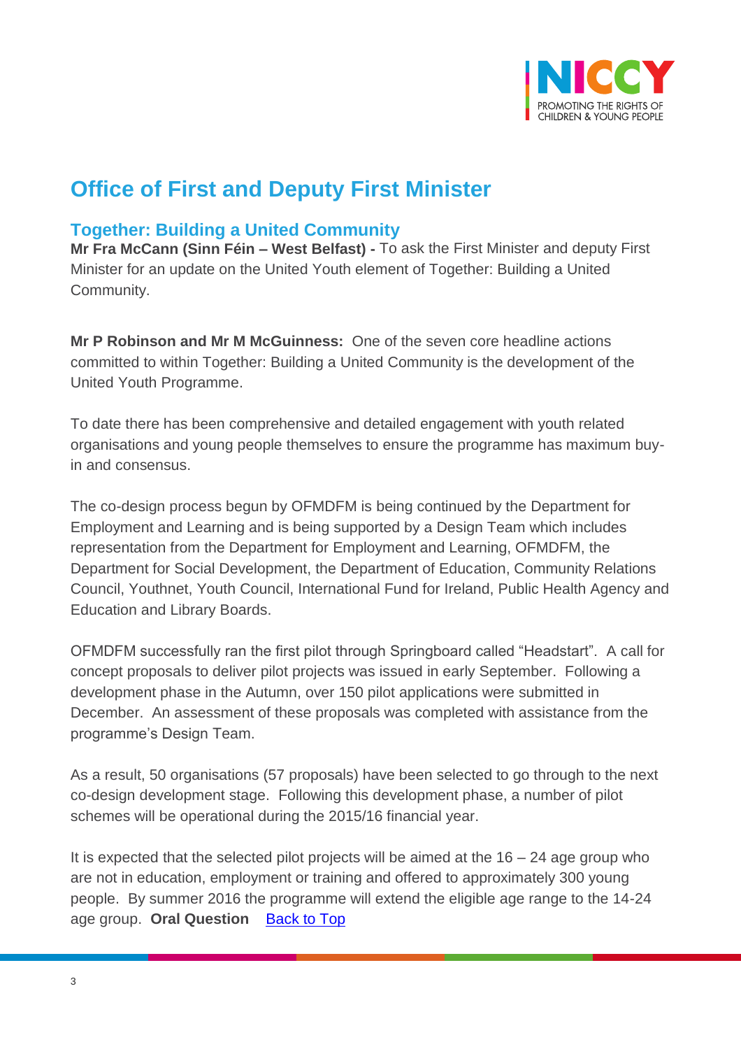# Office of First and Deputy First Minister

## Together: Building a United Community

**Mr Fra McCann (Sinn Féin – West Belfast) -** To ask the First Minister and deputy First Minister for an update on the United Youth element of Together: Building a United Community.

**Mr P Robinson and Mr M McGuinness:** One of the seven core headline actions committed to within Together: Building a United Community is the development of the United Youth Programme.

To date there has been comprehensive and detailed engagement with youth related organisations and young people themselves to ensure the programme has maximum buy-in and consensus.

The co-design process begun by OFMDFM is being continued by the Department for Employment and Learning and is being supported by a Design Team which includes representation from the Department for Employment and Learning, OFMDFM, the Department for Social Development, the Department of Education, Community Relations Council, Youthnet, Youth Council, International Fund for Ireland, Public Health Agency and Education and Library Boards.

OFMDFM successfully ran the first pilot through Springboard called "Headstart". A call for concept proposals to deliver pilot projects was issued in early September. Following a development phase in the Autumn, over 150 pilot applications were submitted in December. An assessment of these proposals was completed with assistance from the programme's Design Team.

As a result, 50 organisations (57 proposals) have been selected to go through to the next co-design development stage. Following this development phase, a number of pilot schemes will be operational during the 2015/16 financial year.

It is expected that the selected pilot projects will be aimed at the 16 – 24 age group who are not in education, employment or training and offered to approximately 300 young people. By summer 2016 the programme will extend the eligible age range to the 14-24 age group. **Oral Question** Back to Top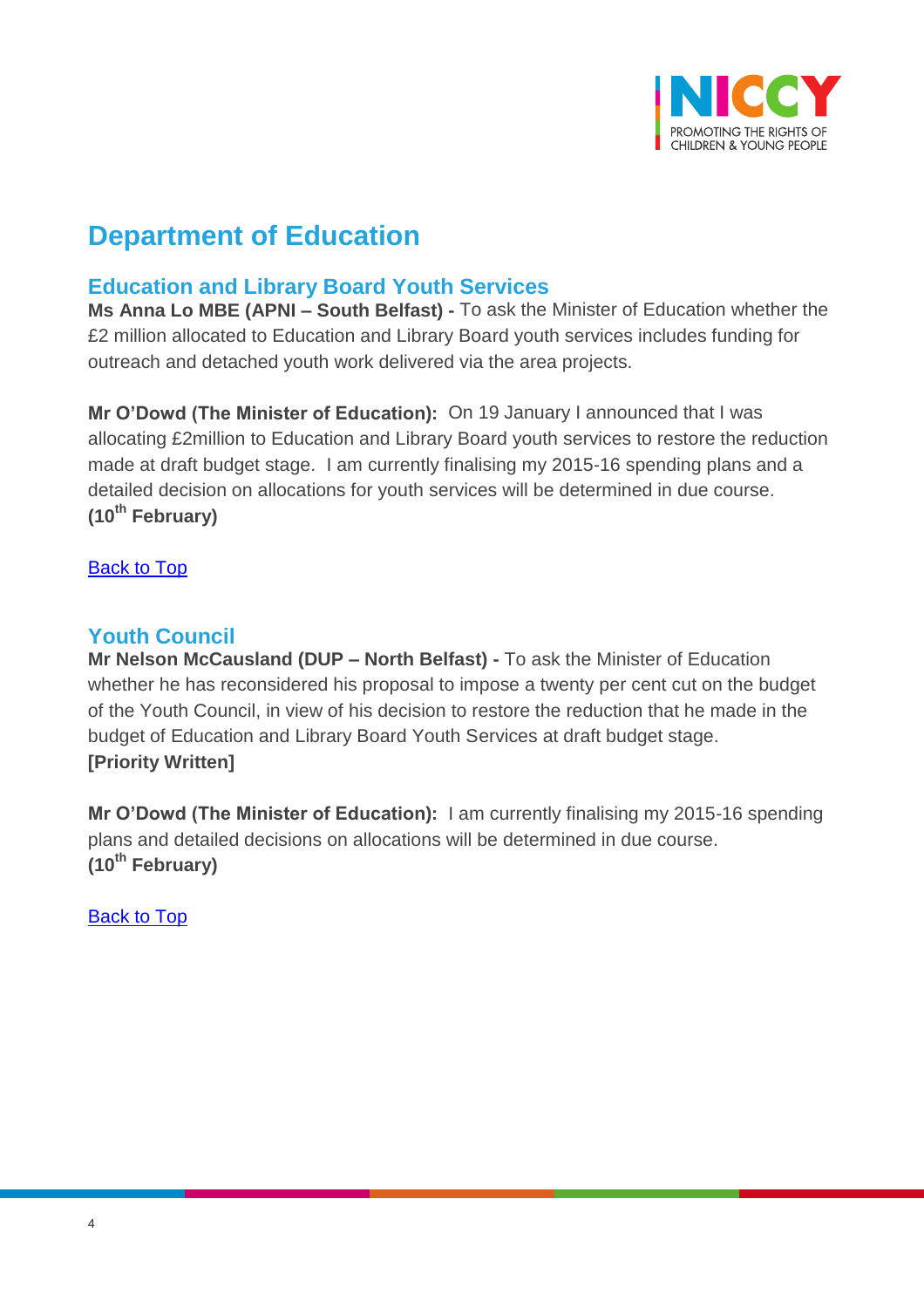# Department of Education

## Education and Library Board Youth Services

**Ms Anna Lo MBE (APNI – South Belfast) -** To ask the Minister of Education whether the £2 million allocated to Education and Library Board youth services includes funding for outreach and detached youth work delivered via the area projects.

**Mr O'Dowd (The Minister of Education):** On 19 January I announced that I was allocating £2million to Education and Library Board youth services to restore the reduction made at draft budget stage. I am currently finalising my 2015-16 spending plans and a detailed decision on allocations for youth services will be determined in due course.
**(10th February)**

Back to Top

## Youth Council

**Mr Nelson McCausland (DUP – North Belfast) -** To ask the Minister of Education whether he has reconsidered his proposal to impose a twenty per cent cut on the budget of the Youth Council, in view of his decision to restore the reduction that he made in the budget of Education and Library Board Youth Services at draft budget stage.
**[Priority Written]**

**Mr O'Dowd (The Minister of Education):** I am currently finalising my 2015-16 spending plans and detailed decisions on allocations will be determined in due course.
**(10th February)**

Back to Top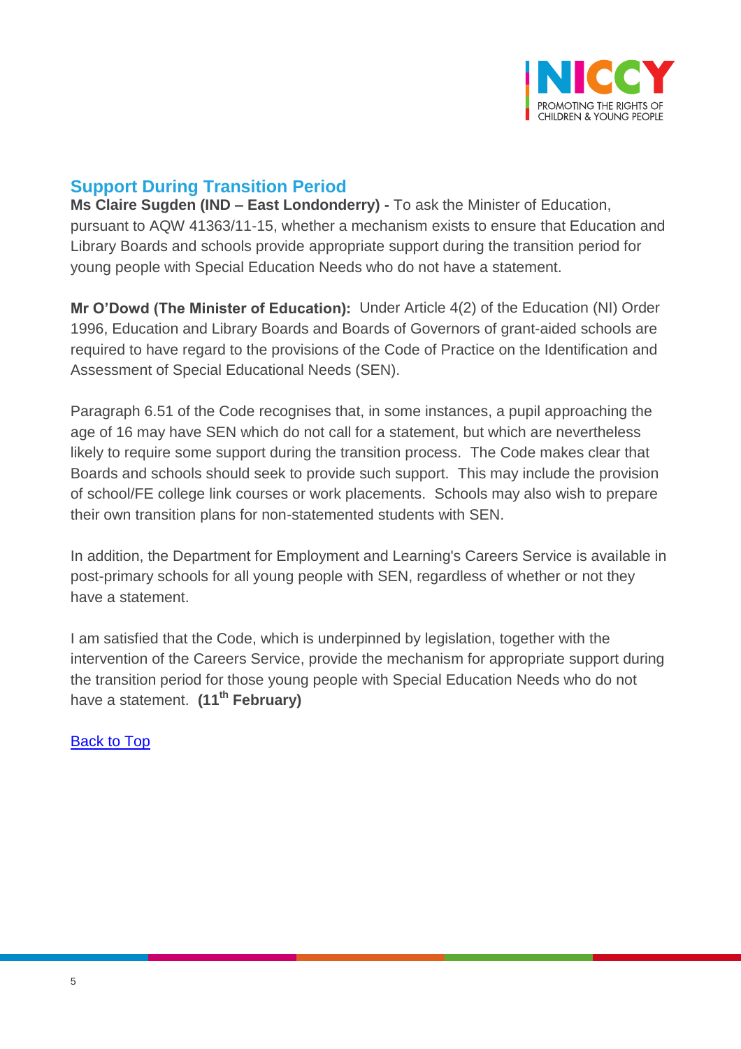## Support During Transition Period

**Ms Claire Sugden (IND – East Londonderry) -** To ask the Minister of Education, pursuant to AQW 41363/11-15, whether a mechanism exists to ensure that Education and Library Boards and schools provide appropriate support during the transition period for young people with Special Education Needs who do not have a statement.

**Mr O'Dowd (The Minister of Education):** Under Article 4(2) of the Education (NI) Order 1996, Education and Library Boards and Boards of Governors of grant-aided schools are required to have regard to the provisions of the Code of Practice on the Identification and Assessment of Special Educational Needs (SEN).

Paragraph 6.51 of the Code recognises that, in some instances, a pupil approaching the age of 16 may have SEN which do not call for a statement, but which are nevertheless likely to require some support during the transition process. The Code makes clear that Boards and schools should seek to provide such support. This may include the provision of school/FE college link courses or work placements. Schools may also wish to prepare their own transition plans for non-statemented students with SEN.

In addition, the Department for Employment and Learning's Careers Service is available in post-primary schools for all young people with SEN, regardless of whether or not they have a statement.

I am satisfied that the Code, which is underpinned by legislation, together with the intervention of the Careers Service, provide the mechanism for appropriate support during the transition period for those young people with Special Education Needs who do not have a statement. **(11th February)**

Back to Top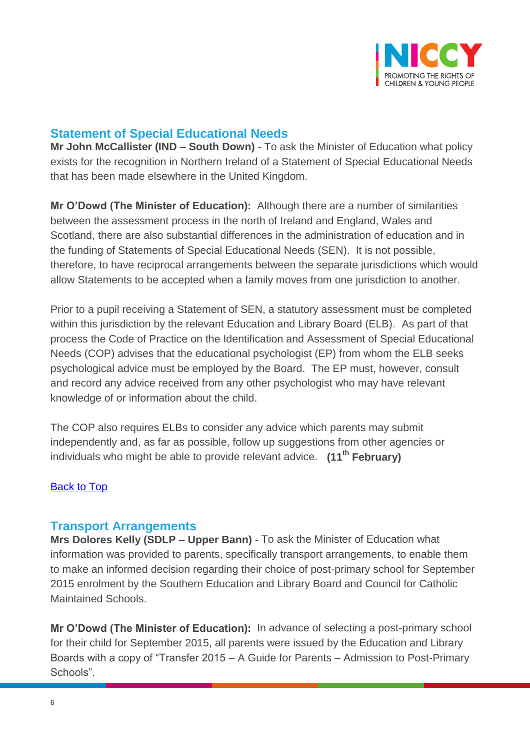## Statement of Special Educational Needs

**Mr John McCallister (IND – South Down) -** To ask the Minister of Education what policy exists for the recognition in Northern Ireland of a Statement of Special Educational Needs that has been made elsewhere in the United Kingdom.

**Mr O'Dowd (The Minister of Education):** Although there are a number of similarities between the assessment process in the north of Ireland and England, Wales and Scotland, there are also substantial differences in the administration of education and in the funding of Statements of Special Educational Needs (SEN). It is not possible, therefore, to have reciprocal arrangements between the separate jurisdictions which would allow Statements to be accepted when a family moves from one jurisdiction to another.

Prior to a pupil receiving a Statement of SEN, a statutory assessment must be completed within this jurisdiction by the relevant Education and Library Board (ELB). As part of that process the Code of Practice on the Identification and Assessment of Special Educational Needs (COP) advises that the educational psychologist (EP) from whom the ELB seeks psychological advice must be employed by the Board. The EP must, however, consult and record any advice received from any other psychologist who may have relevant knowledge of or information about the child.

The COP also requires ELBs to consider any advice which parents may submit independently and, as far as possible, follow up suggestions from other agencies or individuals who might be able to provide relevant advice. **(11th February)**

Back to Top

## Transport Arrangements

**Mrs Dolores Kelly (SDLP – Upper Bann) -** To ask the Minister of Education what information was provided to parents, specifically transport arrangements, to enable them to make an informed decision regarding their choice of post-primary school for September 2015 enrolment by the Southern Education and Library Board and Council for Catholic Maintained Schools.

**Mr O'Dowd (The Minister of Education):** In advance of selecting a post-primary school for their child for September 2015, all parents were issued by the Education and Library Boards with a copy of "Transfer 2015 – A Guide for Parents – Admission to Post-Primary Schools".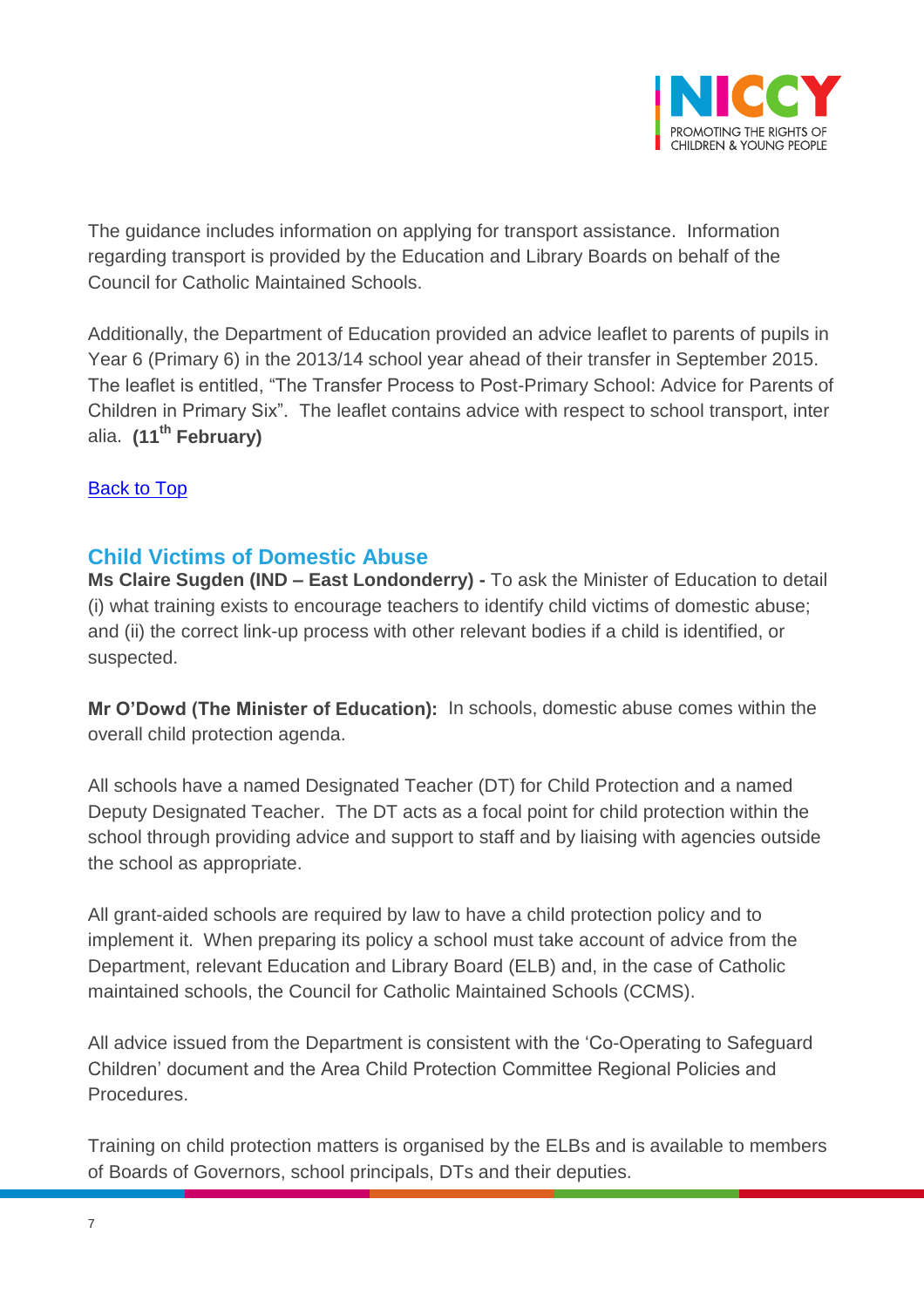The guidance includes information on applying for transport assistance. Information regarding transport is provided by the Education and Library Boards on behalf of the Council for Catholic Maintained Schools.

Additionally, the Department of Education provided an advice leaflet to parents of pupils in Year 6 (Primary 6) in the 2013/14 school year ahead of their transfer in September 2015. The leaflet is entitled, "The Transfer Process to Post-Primary School: Advice for Parents of Children in Primary Six". The leaflet contains advice with respect to school transport, inter alia. **(11th February)**

Back to Top

## Child Victims of Domestic Abuse

**Ms Claire Sugden (IND – East Londonderry) -** To ask the Minister of Education to detail (i) what training exists to encourage teachers to identify child victims of domestic abuse; and (ii) the correct link-up process with other relevant bodies if a child is identified, or suspected.

**Mr O'Dowd (The Minister of Education):** In schools, domestic abuse comes within the overall child protection agenda.

All schools have a named Designated Teacher (DT) for Child Protection and a named Deputy Designated Teacher. The DT acts as a focal point for child protection within the school through providing advice and support to staff and by liaising with agencies outside the school as appropriate.

All grant-aided schools are required by law to have a child protection policy and to implement it. When preparing its policy a school must take account of advice from the Department, relevant Education and Library Board (ELB) and, in the case of Catholic maintained schools, the Council for Catholic Maintained Schools (CCMS).

All advice issued from the Department is consistent with the 'Co-Operating to Safeguard Children' document and the Area Child Protection Committee Regional Policies and Procedures.

Training on child protection matters is organised by the ELBs and is available to members of Boards of Governors, school principals, DTs and their deputies.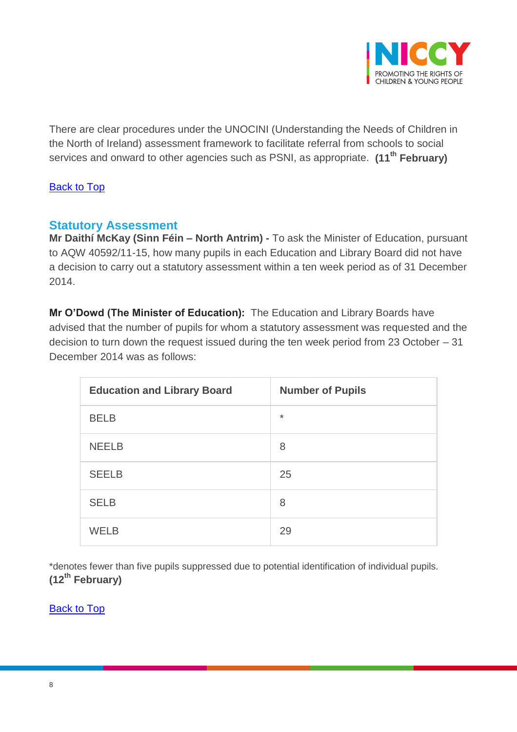There are clear procedures under the UNOCINI (Understanding the Needs of Children in the North of Ireland) assessment framework to facilitate referral from schools to social services and onward to other agencies such as PSNI, as appropriate. **(11th February)**

Back to Top

## Statutory Assessment

**Mr Daithí McKay (Sinn Féin – North Antrim) -** To ask the Minister of Education, pursuant to AQW 40592/11-15, how many pupils in each Education and Library Board did not have a decision to carry out a statutory assessment within a ten week period as of 31 December 2014.

**Mr O'Dowd (The Minister of Education):** The Education and Library Boards have advised that the number of pupils for whom a statutory assessment was requested and the decision to turn down the request issued during the ten week period from 23 October – 31 December 2014 was as follows:

| Education and Library Board | Number of Pupils |
|---|---|
| BELB | * |
| NEELB | 8 |
| SEELB | 25 |
| SELB | 8 |
| WELB | 29 |

*denotes fewer than five pupils suppressed due to potential identification of individual pupils. **(12th February)**

Back to Top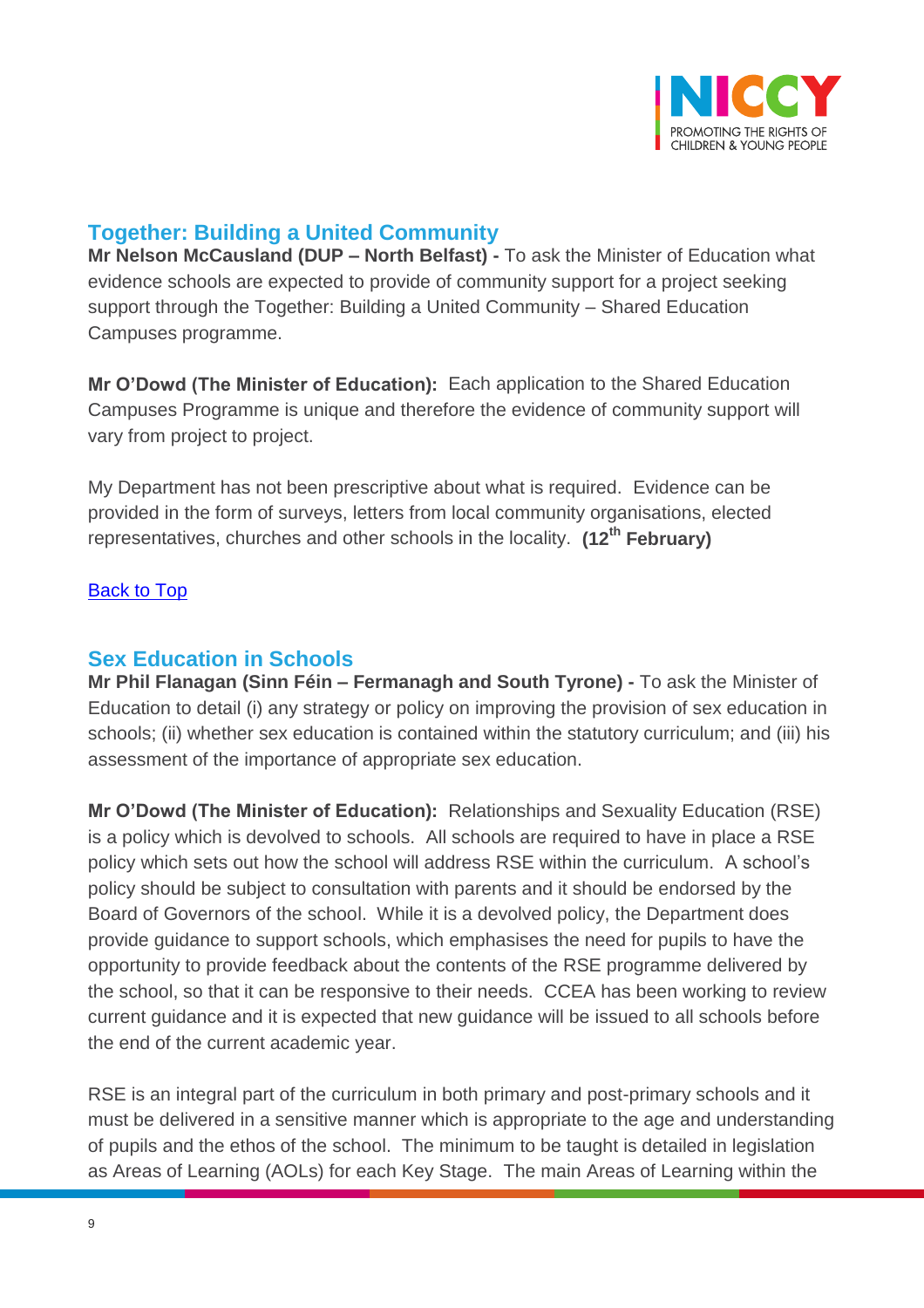## Together: Building a United Community

**Mr Nelson McCausland (DUP – North Belfast) -** To ask the Minister of Education what evidence schools are expected to provide of community support for a project seeking support through the Together: Building a United Community – Shared Education Campuses programme.

**Mr O'Dowd (The Minister of Education):** Each application to the Shared Education Campuses Programme is unique and therefore the evidence of community support will vary from project to project.

My Department has not been prescriptive about what is required. Evidence can be provided in the form of surveys, letters from local community organisations, elected representatives, churches and other schools in the locality. **(12th February)**

Back to Top

## Sex Education in Schools

**Mr Phil Flanagan (Sinn Féin – Fermanagh and South Tyrone) -** To ask the Minister of Education to detail (i) any strategy or policy on improving the provision of sex education in schools; (ii) whether sex education is contained within the statutory curriculum; and (iii) his assessment of the importance of appropriate sex education.

**Mr O'Dowd (The Minister of Education):** Relationships and Sexuality Education (RSE) is a policy which is devolved to schools. All schools are required to have in place a RSE policy which sets out how the school will address RSE within the curriculum. A school's policy should be subject to consultation with parents and it should be endorsed by the Board of Governors of the school. While it is a devolved policy, the Department does provide guidance to support schools, which emphasises the need for pupils to have the opportunity to provide feedback about the contents of the RSE programme delivered by the school, so that it can be responsive to their needs. CCEA has been working to review current guidance and it is expected that new guidance will be issued to all schools before the end of the current academic year.

RSE is an integral part of the curriculum in both primary and post-primary schools and it must be delivered in a sensitive manner which is appropriate to the age and understanding of pupils and the ethos of the school. The minimum to be taught is detailed in legislation as Areas of Learning (AOLs) for each Key Stage. The main Areas of Learning within the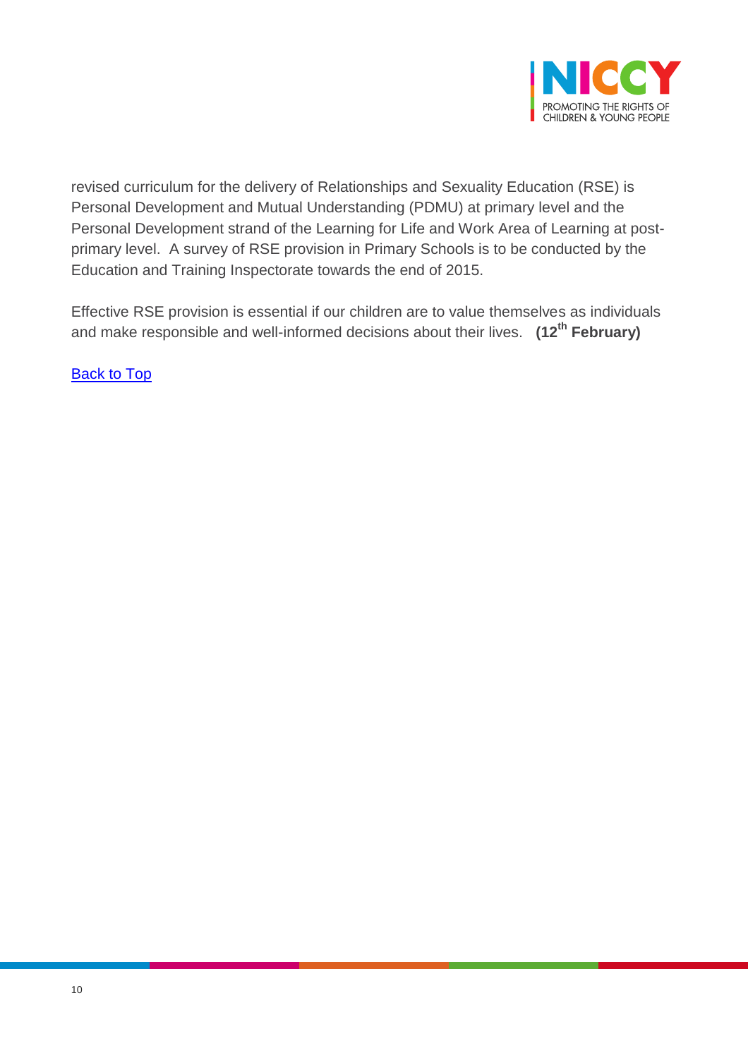revised curriculum for the delivery of Relationships and Sexuality Education (RSE) is Personal Development and Mutual Understanding (PDMU) at primary level and the Personal Development strand of the Learning for Life and Work Area of Learning at post-primary level. A survey of RSE provision in Primary Schools is to be conducted by the Education and Training Inspectorate towards the end of 2015.

Effective RSE provision is essential if our children are to value themselves as individuals and make responsible and well-informed decisions about their lives. **(12th February)**

Back to Top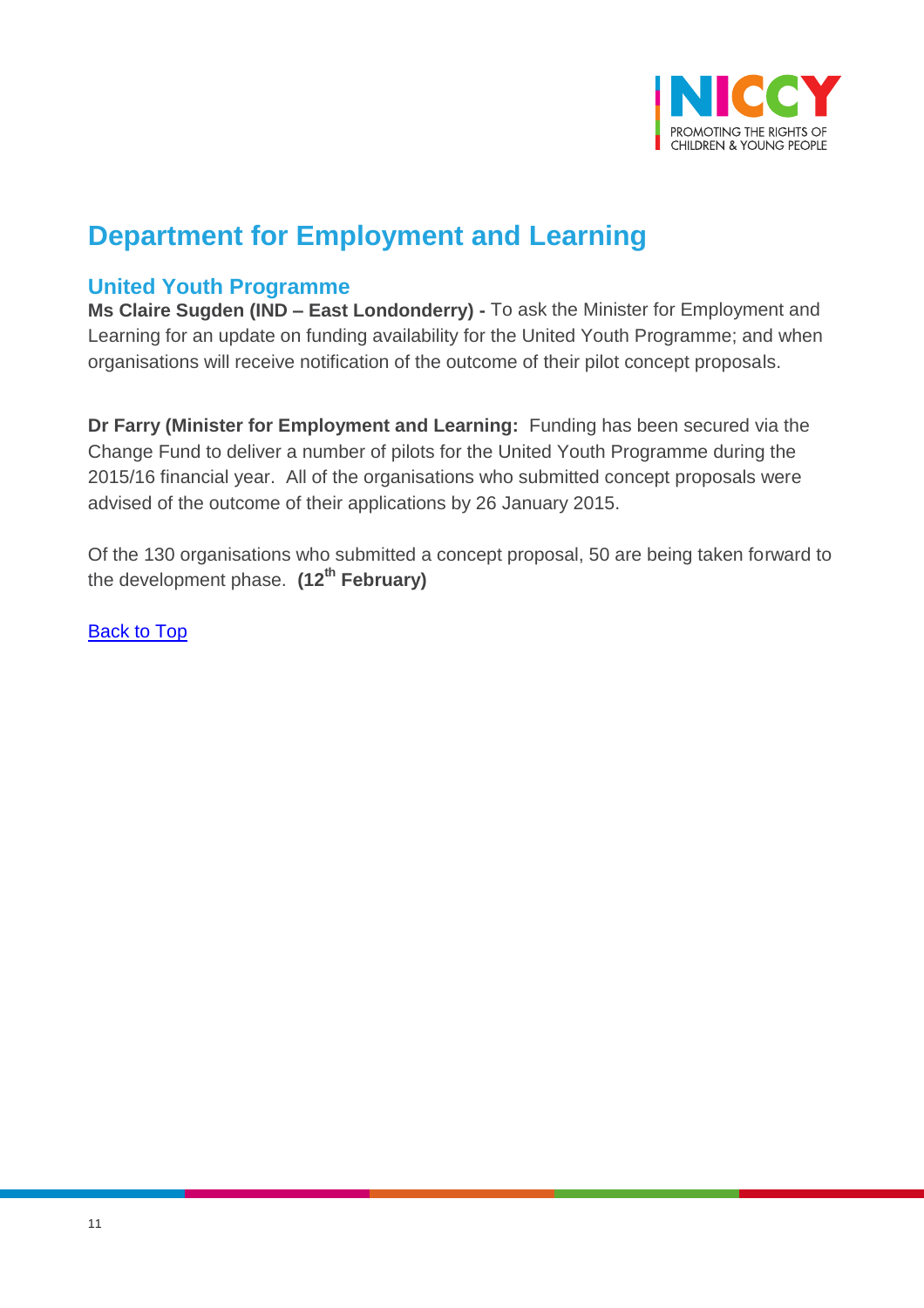# Department for Employment and Learning

## United Youth Programme

**Ms Claire Sugden (IND – East Londonderry) -** To ask the Minister for Employment and Learning for an update on funding availability for the United Youth Programme; and when organisations will receive notification of the outcome of their pilot concept proposals.

**Dr Farry (Minister for Employment and Learning:** Funding has been secured via the Change Fund to deliver a number of pilots for the United Youth Programme during the 2015/16 financial year. All of the organisations who submitted concept proposals were advised of the outcome of their applications by 26 January 2015.

Of the 130 organisations who submitted a concept proposal, 50 are being taken forward to the development phase. **(12th February)**

Back to Top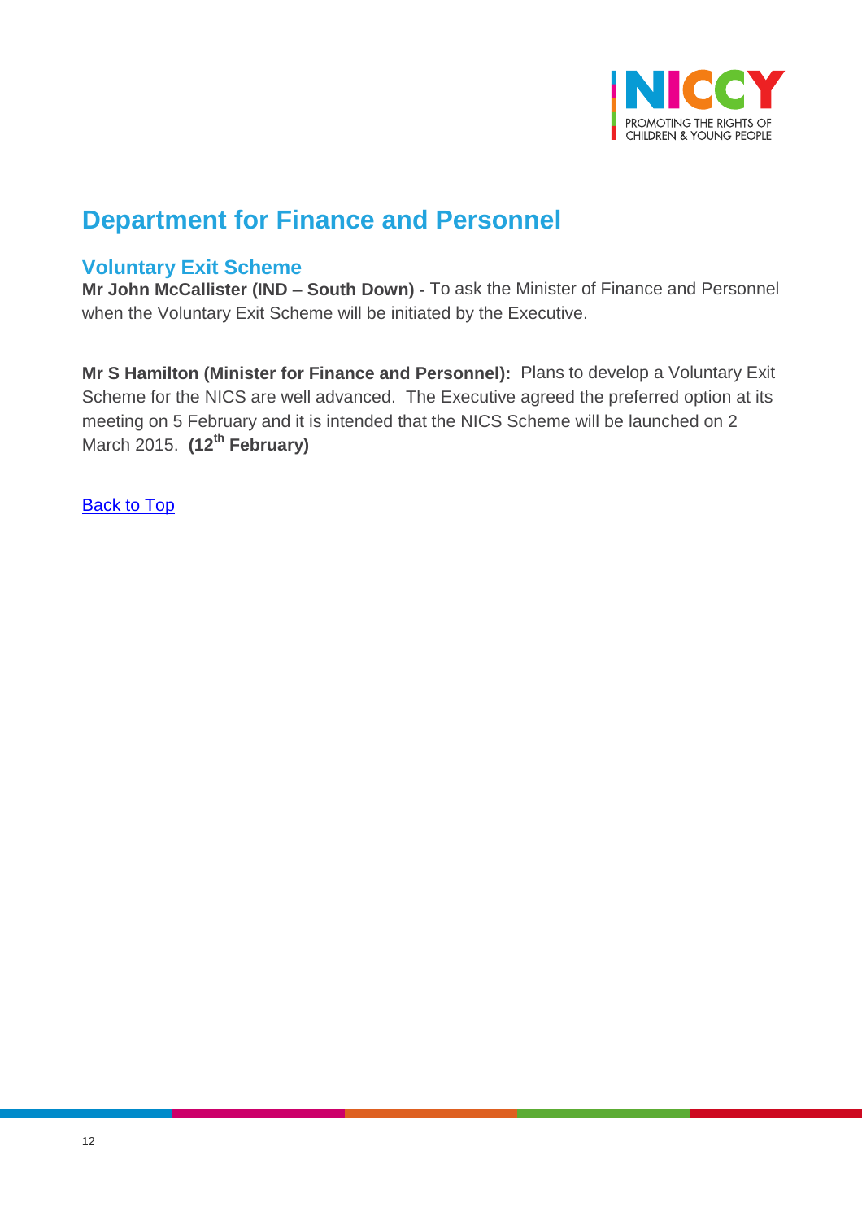## Department for Finance and Personnel

### Voluntary Exit Scheme

**Mr John McCallister (IND – South Down) -** To ask the Minister of Finance and Personnel when the Voluntary Exit Scheme will be initiated by the Executive.

**Mr S Hamilton (Minister for Finance and Personnel):** Plans to develop a Voluntary Exit Scheme for the NICS are well advanced. The Executive agreed the preferred option at its meeting on 5 February and it is intended that the NICS Scheme will be launched on 2 March 2015. **(12th February)**

Back to Top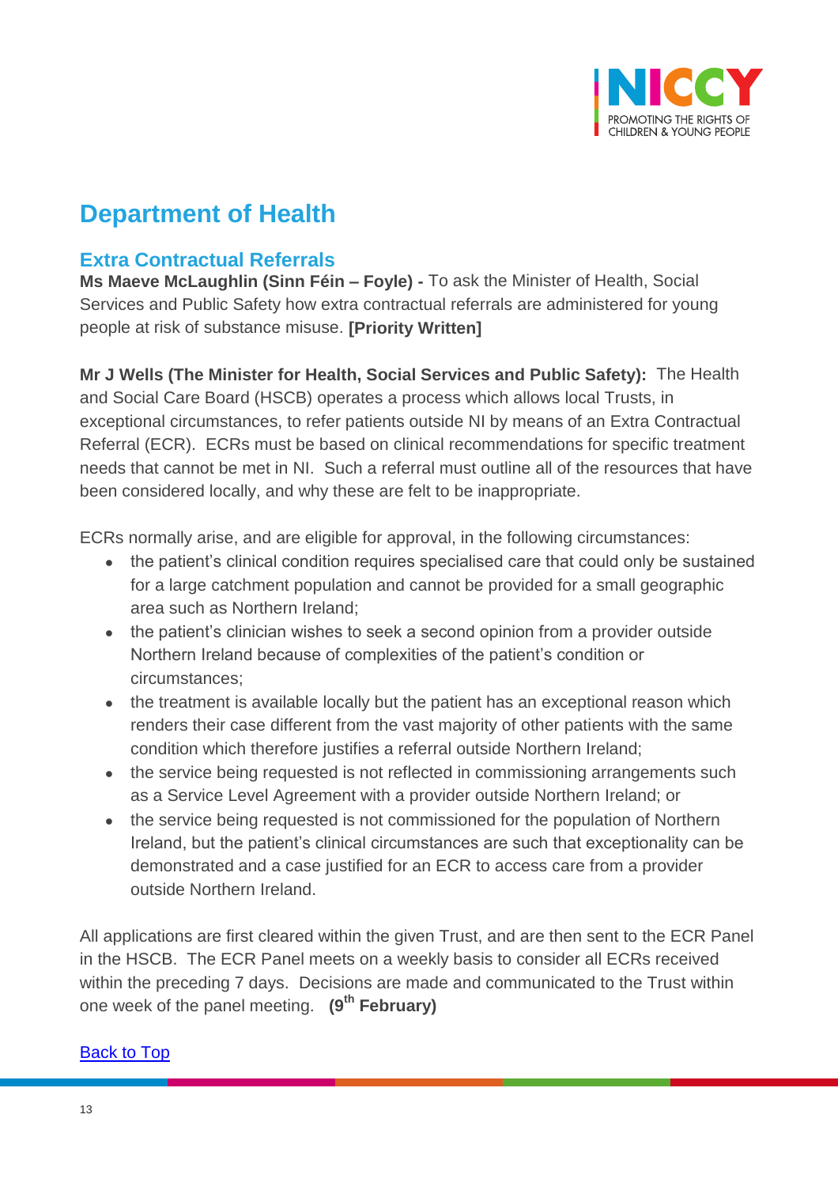# Department of Health

## Extra Contractual Referrals

**Ms Maeve McLaughlin (Sinn Féin – Foyle) -** To ask the Minister of Health, Social Services and Public Safety how extra contractual referrals are administered for young people at risk of substance misuse. **[Priority Written]**

**Mr J Wells (The Minister for Health, Social Services and Public Safety):** The Health and Social Care Board (HSCB) operates a process which allows local Trusts, in exceptional circumstances, to refer patients outside NI by means of an Extra Contractual Referral (ECR). ECRs must be based on clinical recommendations for specific treatment needs that cannot be met in NI. Such a referral must outline all of the resources that have been considered locally, and why these are felt to be inappropriate.

ECRs normally arise, and are eligible for approval, in the following circumstances:

- the patient's clinical condition requires specialised care that could only be sustained for a large catchment population and cannot be provided for a small geographic area such as Northern Ireland;
- the patient's clinician wishes to seek a second opinion from a provider outside Northern Ireland because of complexities of the patient's condition or circumstances;
- the treatment is available locally but the patient has an exceptional reason which renders their case different from the vast majority of other patients with the same condition which therefore justifies a referral outside Northern Ireland;
- the service being requested is not reflected in commissioning arrangements such as a Service Level Agreement with a provider outside Northern Ireland; or
- the service being requested is not commissioned for the population of Northern Ireland, but the patient's clinical circumstances are such that exceptionality can be demonstrated and a case justified for an ECR to access care from a provider outside Northern Ireland.

All applications are first cleared within the given Trust, and are then sent to the ECR Panel in the HSCB. The ECR Panel meets on a weekly basis to consider all ECRs received within the preceding 7 days. Decisions are made and communicated to the Trust within one week of the panel meeting. **(9th February)**

Back to Top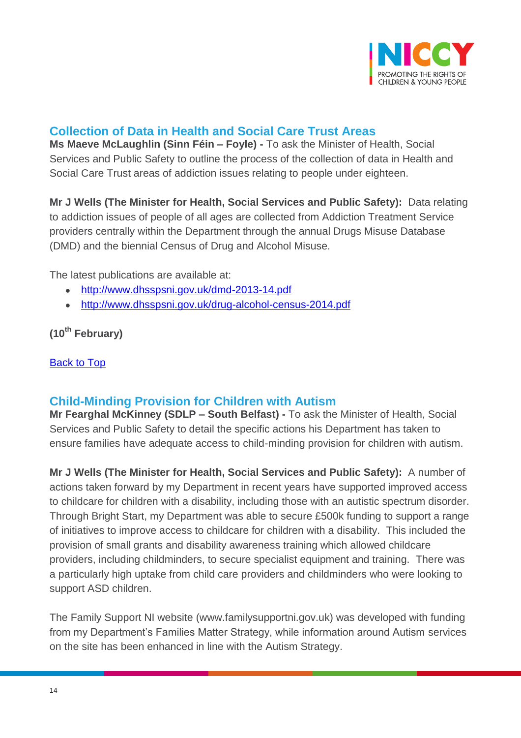## Collection of Data in Health and Social Care Trust Areas

**Ms Maeve McLaughlin (Sinn Féin – Foyle) -** To ask the Minister of Health, Social Services and Public Safety to outline the process of the collection of data in Health and Social Care Trust areas of addiction issues relating to people under eighteen.

**Mr J Wells (The Minister for Health, Social Services and Public Safety):** Data relating to addiction issues of people of all ages are collected from Addiction Treatment Service providers centrally within the Department through the annual Drugs Misuse Database (DMD) and the biennial Census of Drug and Alcohol Misuse.

The latest publications are available at:

- http://www.dhsspsni.gov.uk/dmd-2013-14.pdf
- http://www.dhsspsni.gov.uk/drug-alcohol-census-2014.pdf

**(10th February)**

Back to Top

## Child-Minding Provision for Children with Autism

**Mr Fearghal McKinney (SDLP – South Belfast) -** To ask the Minister of Health, Social Services and Public Safety to detail the specific actions his Department has taken to ensure families have adequate access to child-minding provision for children with autism.

**Mr J Wells (The Minister for Health, Social Services and Public Safety):** A number of actions taken forward by my Department in recent years have supported improved access to childcare for children with a disability, including those with an autistic spectrum disorder. Through Bright Start, my Department was able to secure £500k funding to support a range of initiatives to improve access to childcare for children with a disability. This included the provision of small grants and disability awareness training which allowed childcare providers, including childminders, to secure specialist equipment and training. There was a particularly high uptake from child care providers and childminders who were looking to support ASD children.

The Family Support NI website (www.familysupportni.gov.uk) was developed with funding from my Department's Families Matter Strategy, while information around Autism services on the site has been enhanced in line with the Autism Strategy.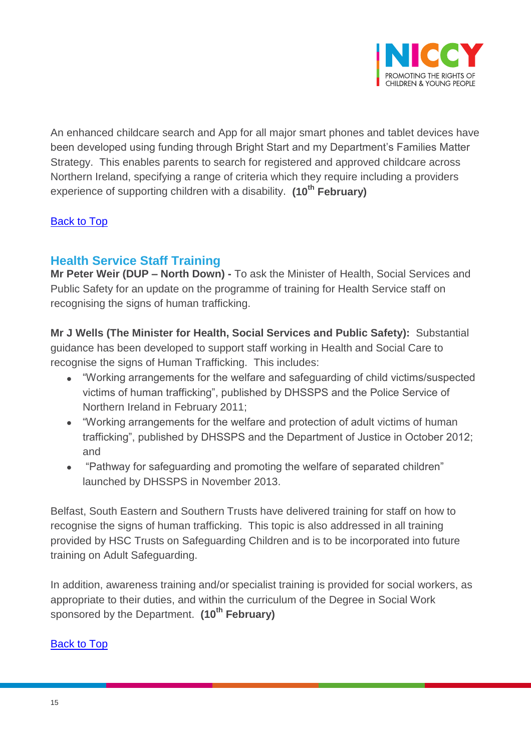An enhanced childcare search and App for all major smart phones and tablet devices have been developed using funding through Bright Start and my Department's Families Matter Strategy. This enables parents to search for registered and approved childcare across Northern Ireland, specifying a range of criteria which they require including a providers experience of supporting children with a disability. **(10th February)**

Back to Top

## Health Service Staff Training

**Mr Peter Weir (DUP – North Down) -** To ask the Minister of Health, Social Services and Public Safety for an update on the programme of training for Health Service staff on recognising the signs of human trafficking.

**Mr J Wells (The Minister for Health, Social Services and Public Safety):** Substantial guidance has been developed to support staff working in Health and Social Care to recognise the signs of Human Trafficking. This includes:

- "Working arrangements for the welfare and safeguarding of child victims/suspected victims of human trafficking", published by DHSSPS and the Police Service of Northern Ireland in February 2011;
- "Working arrangements for the welfare and protection of adult victims of human trafficking", published by DHSSPS and the Department of Justice in October 2012; and
- "Pathway for safeguarding and promoting the welfare of separated children" launched by DHSSPS in November 2013.

Belfast, South Eastern and Southern Trusts have delivered training for staff on how to recognise the signs of human trafficking. This topic is also addressed in all training provided by HSC Trusts on Safeguarding Children and is to be incorporated into future training on Adult Safeguarding.

In addition, awareness training and/or specialist training is provided for social workers, as appropriate to their duties, and within the curriculum of the Degree in Social Work sponsored by the Department. **(10th February)**

Back to Top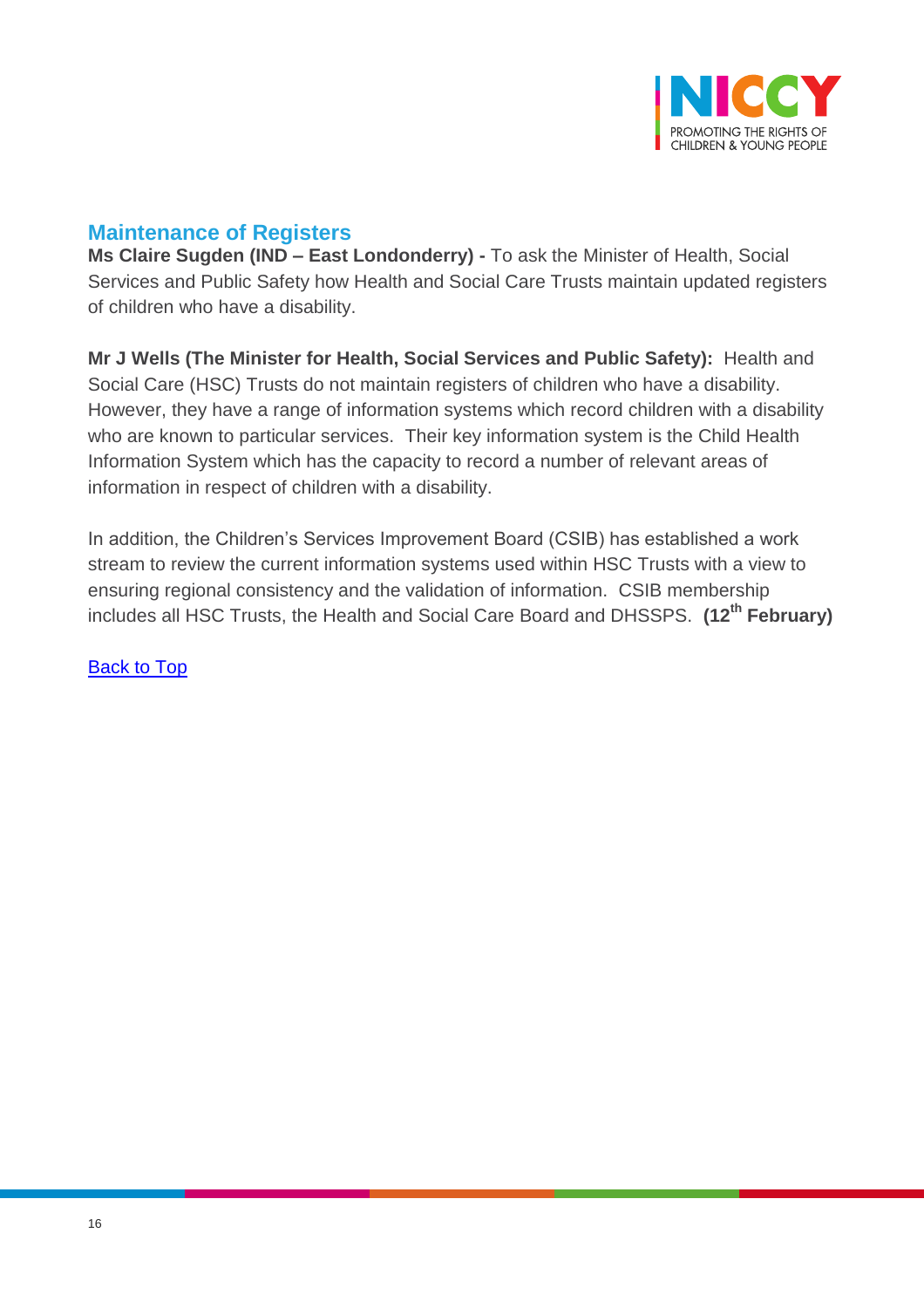## Maintenance of Registers

**Ms Claire Sugden (IND – East Londonderry) -** To ask the Minister of Health, Social Services and Public Safety how Health and Social Care Trusts maintain updated registers of children who have a disability.

**Mr J Wells (The Minister for Health, Social Services and Public Safety):** Health and Social Care (HSC) Trusts do not maintain registers of children who have a disability. However, they have a range of information systems which record children with a disability who are known to particular services. Their key information system is the Child Health Information System which has the capacity to record a number of relevant areas of information in respect of children with a disability.

In addition, the Children's Services Improvement Board (CSIB) has established a work stream to review the current information systems used within HSC Trusts with a view to ensuring regional consistency and the validation of information. CSIB membership includes all HSC Trusts, the Health and Social Care Board and DHSSPS. **(12th February)**

Back to Top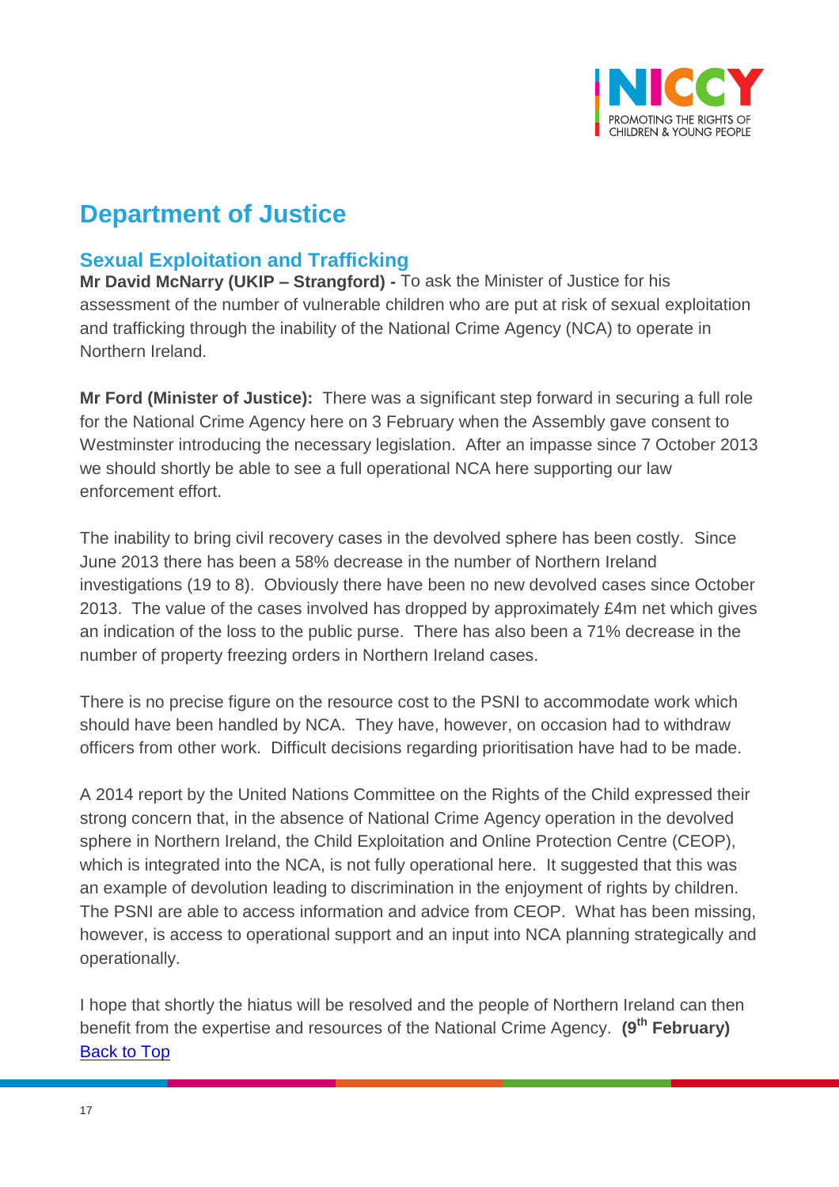# Department of Justice

## Sexual Exploitation and Trafficking

**Mr David McNarry (UKIP – Strangford) -** To ask the Minister of Justice for his assessment of the number of vulnerable children who are put at risk of sexual exploitation and trafficking through the inability of the National Crime Agency (NCA) to operate in Northern Ireland.

**Mr Ford (Minister of Justice):** There was a significant step forward in securing a full role for the National Crime Agency here on 3 February when the Assembly gave consent to Westminster introducing the necessary legislation. After an impasse since 7 October 2013 we should shortly be able to see a full operational NCA here supporting our law enforcement effort.

The inability to bring civil recovery cases in the devolved sphere has been costly. Since June 2013 there has been a 58% decrease in the number of Northern Ireland investigations (19 to 8). Obviously there have been no new devolved cases since October 2013. The value of the cases involved has dropped by approximately £4m net which gives an indication of the loss to the public purse. There has also been a 71% decrease in the number of property freezing orders in Northern Ireland cases.

There is no precise figure on the resource cost to the PSNI to accommodate work which should have been handled by NCA. They have, however, on occasion had to withdraw officers from other work. Difficult decisions regarding prioritisation have had to be made.

A 2014 report by the United Nations Committee on the Rights of the Child expressed their strong concern that, in the absence of National Crime Agency operation in the devolved sphere in Northern Ireland, the Child Exploitation and Online Protection Centre (CEOP), which is integrated into the NCA, is not fully operational here. It suggested that this was an example of devolution leading to discrimination in the enjoyment of rights by children. The PSNI are able to access information and advice from CEOP. What has been missing, however, is access to operational support and an input into NCA planning strategically and operationally.

I hope that shortly the hiatus will be resolved and the people of Northern Ireland can then benefit from the expertise and resources of the National Crime Agency. **(9th February)**

Back to Top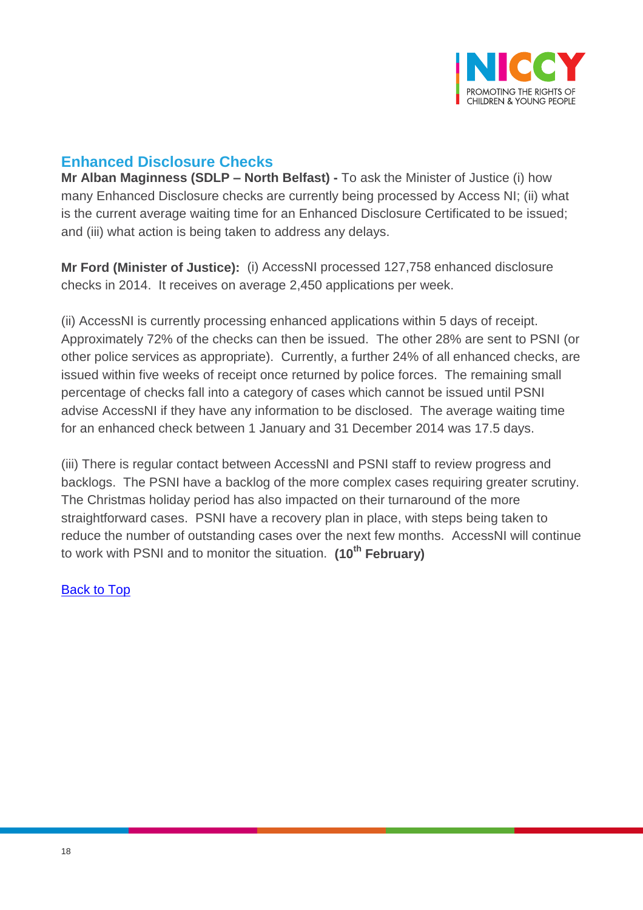## Enhanced Disclosure Checks

**Mr Alban Maginness (SDLP – North Belfast) -** To ask the Minister of Justice (i) how many Enhanced Disclosure checks are currently being processed by Access NI; (ii) what is the current average waiting time for an Enhanced Disclosure Certificated to be issued; and (iii) what action is being taken to address any delays.

**Mr Ford (Minister of Justice):** (i) AccessNI processed 127,758 enhanced disclosure checks in 2014. It receives on average 2,450 applications per week.

(ii) AccessNI is currently processing enhanced applications within 5 days of receipt. Approximately 72% of the checks can then be issued. The other 28% are sent to PSNI (or other police services as appropriate). Currently, a further 24% of all enhanced checks, are issued within five weeks of receipt once returned by police forces. The remaining small percentage of checks fall into a category of cases which cannot be issued until PSNI advise AccessNI if they have any information to be disclosed. The average waiting time for an enhanced check between 1 January and 31 December 2014 was 17.5 days.

(iii) There is regular contact between AccessNI and PSNI staff to review progress and backlogs. The PSNI have a backlog of the more complex cases requiring greater scrutiny. The Christmas holiday period has also impacted on their turnaround of the more straightforward cases. PSNI have a recovery plan in place, with steps being taken to reduce the number of outstanding cases over the next few months. AccessNI will continue to work with PSNI and to monitor the situation. **(10th February)**

Back to Top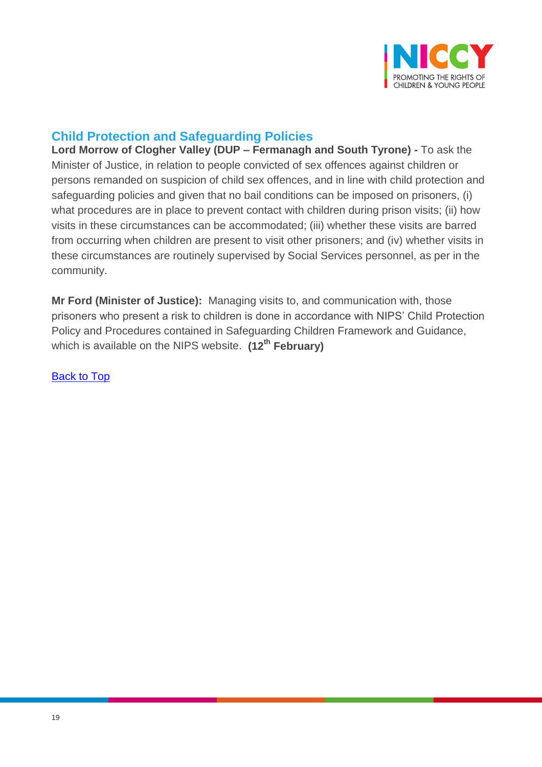## Child Protection and Safeguarding Policies

**Lord Morrow of Clogher Valley (DUP – Fermanagh and South Tyrone) -** To ask the Minister of Justice, in relation to people convicted of sex offences against children or persons remanded on suspicion of child sex offences, and in line with child protection and safeguarding policies and given that no bail conditions can be imposed on prisoners, (i) what procedures are in place to prevent contact with children during prison visits; (ii) how visits in these circumstances can be accommodated; (iii) whether these visits are barred from occurring when children are present to visit other prisoners; and (iv) whether visits in these circumstances are routinely supervised by Social Services personnel, as per in the community.

**Mr Ford (Minister of Justice):** Managing visits to, and communication with, those prisoners who present a risk to children is done in accordance with NIPS' Child Protection Policy and Procedures contained in Safeguarding Children Framework and Guidance, which is available on the NIPS website. **(12th February)**

Back to Top